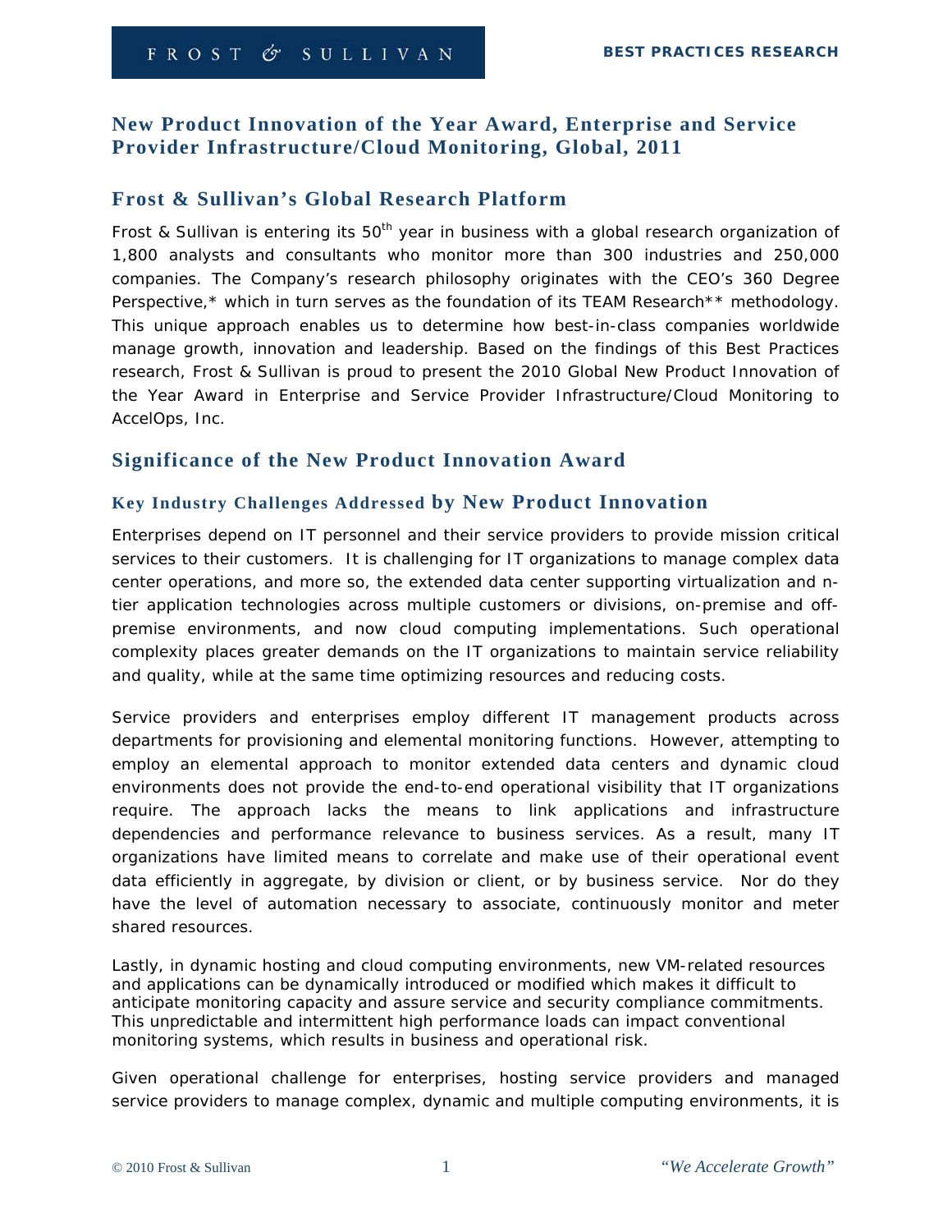# New Product Innovation of the Year Award, Enterprise and Service Provider Infrastructure/Cloud Monitoring, Global, 2011

## Frost & Sullivan's Global Research Platform

Frost & Sullivan is entering its 50th year in business with a global research organization of 1,800 analysts and consultants who monitor more than 300 industries and 250,000 companies. The Company's research philosophy originates with the CEO's 360 Degree Perspective,* which in turn serves as the foundation of its TEAM Research** methodology. This unique approach enables us to determine how best-in-class companies worldwide manage growth, innovation and leadership. Based on the findings of this Best Practices research, Frost & Sullivan is proud to present the 2010 Global New Product Innovation of the Year Award in Enterprise and Service Provider Infrastructure/Cloud Monitoring to AccelOps, Inc.

## Significance of the New Product Innovation Award

### Key Industry Challenges Addressed by New Product Innovation

Enterprises depend on IT personnel and their service providers to provide mission critical services to their customers. It is challenging for IT organizations to manage complex data center operations, and more so, the extended data center supporting virtualization and n-tier application technologies across multiple customers or divisions, on-premise and off-premise environments, and now cloud computing implementations. Such operational complexity places greater demands on the IT organizations to maintain service reliability and quality, while at the same time optimizing resources and reducing costs.

Service providers and enterprises employ different IT management products across departments for provisioning and elemental monitoring functions. However, attempting to employ an elemental approach to monitor extended data centers and dynamic cloud environments does not provide the end-to-end operational visibility that IT organizations require. The approach lacks the means to link applications and infrastructure dependencies and performance relevance to business services. As a result, many IT organizations have limited means to correlate and make use of their operational event data efficiently in aggregate, by division or client, or by business service. Nor do they have the level of automation necessary to associate, continuously monitor and meter shared resources.

Lastly, in dynamic hosting and cloud computing environments, new VM-related resources and applications can be dynamically introduced or modified which makes it difficult to anticipate monitoring capacity and assure service and security compliance commitments. This unpredictable and intermittent high performance loads can impact conventional monitoring systems, which results in business and operational risk.

Given operational challenge for enterprises, hosting service providers and managed service providers to manage complex, dynamic and multiple computing environments, it is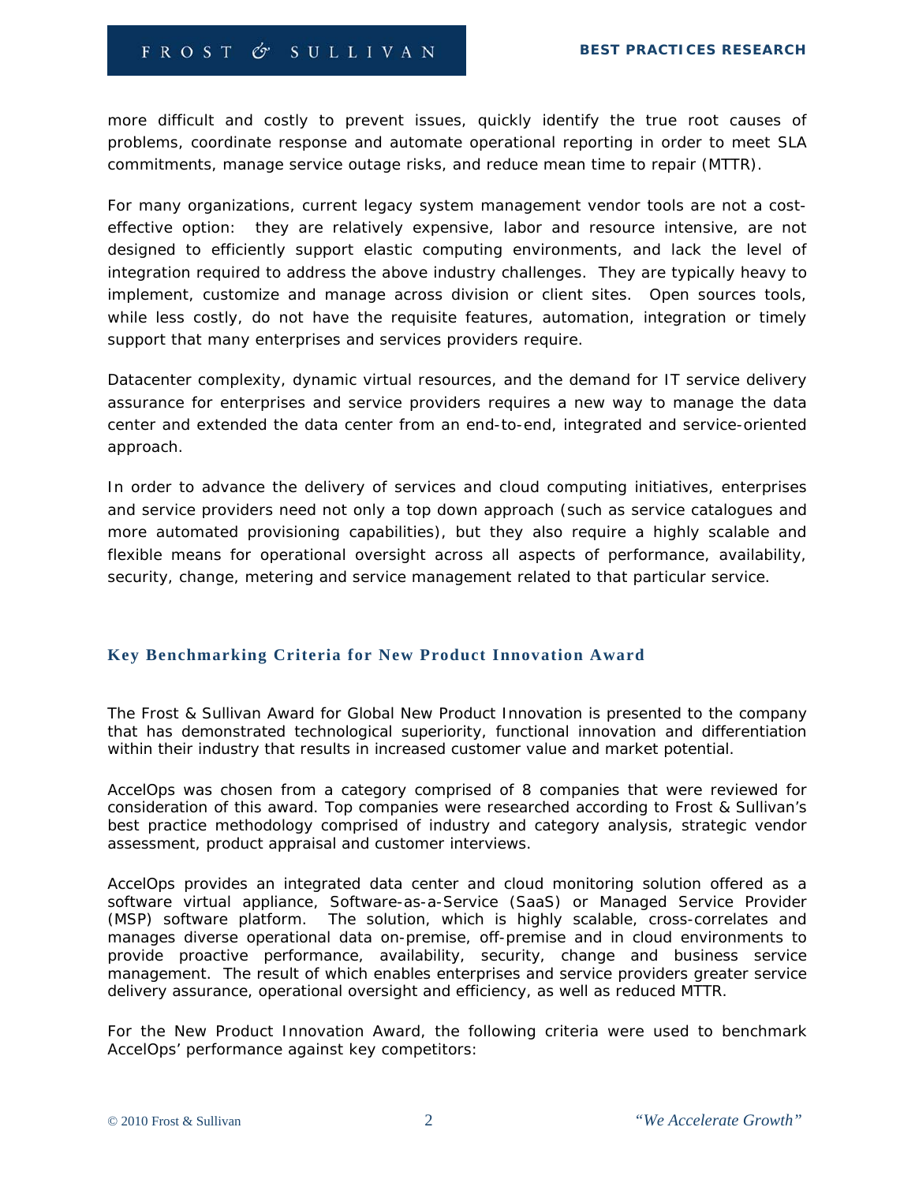more difficult and costly to prevent issues, quickly identify the true root causes of problems, coordinate response and automate operational reporting in order to meet SLA commitments, manage service outage risks, and reduce mean time to repair (MTTR).

For many organizations, current legacy system management vendor tools are not a cost-effective option: they are relatively expensive, labor and resource intensive, are not designed to efficiently support elastic computing environments, and lack the level of integration required to address the above industry challenges. They are typically heavy to implement, customize and manage across division or client sites. Open sources tools, while less costly, do not have the requisite features, automation, integration or timely support that many enterprises and services providers require.

Datacenter complexity, dynamic virtual resources, and the demand for IT service delivery assurance for enterprises and service providers requires a new way to manage the data center and extended the data center from an end-to-end, integrated and service-oriented approach.

In order to advance the delivery of services and cloud computing initiatives, enterprises and service providers need not only a top down approach (such as service catalogues and more automated provisioning capabilities), but they also require a highly scalable and flexible means for operational oversight across all aspects of performance, availability, security, change, metering and service management related to that particular service.

## Key Benchmarking Criteria for New Product Innovation Award

The Frost & Sullivan Award for Global New Product Innovation is presented to the company that has demonstrated technological superiority, functional innovation and differentiation within their industry that results in increased customer value and market potential.

AccelOps was chosen from a category comprised of 8 companies that were reviewed for consideration of this award. Top companies were researched according to Frost & Sullivan's best practice methodology comprised of industry and category analysis, strategic vendor assessment, product appraisal and customer interviews.

AccelOps provides an integrated data center and cloud monitoring solution offered as a software virtual appliance, Software-as-a-Service (SaaS) or Managed Service Provider (MSP) software platform. The solution, which is highly scalable, cross-correlates and manages diverse operational data on-premise, off-premise and in cloud environments to provide proactive performance, availability, security, change and business service management. The result of which enables enterprises and service providers greater service delivery assurance, operational oversight and efficiency, as well as reduced MTTR.

For the New Product Innovation Award, the following criteria were used to benchmark AccelOps' performance against key competitors: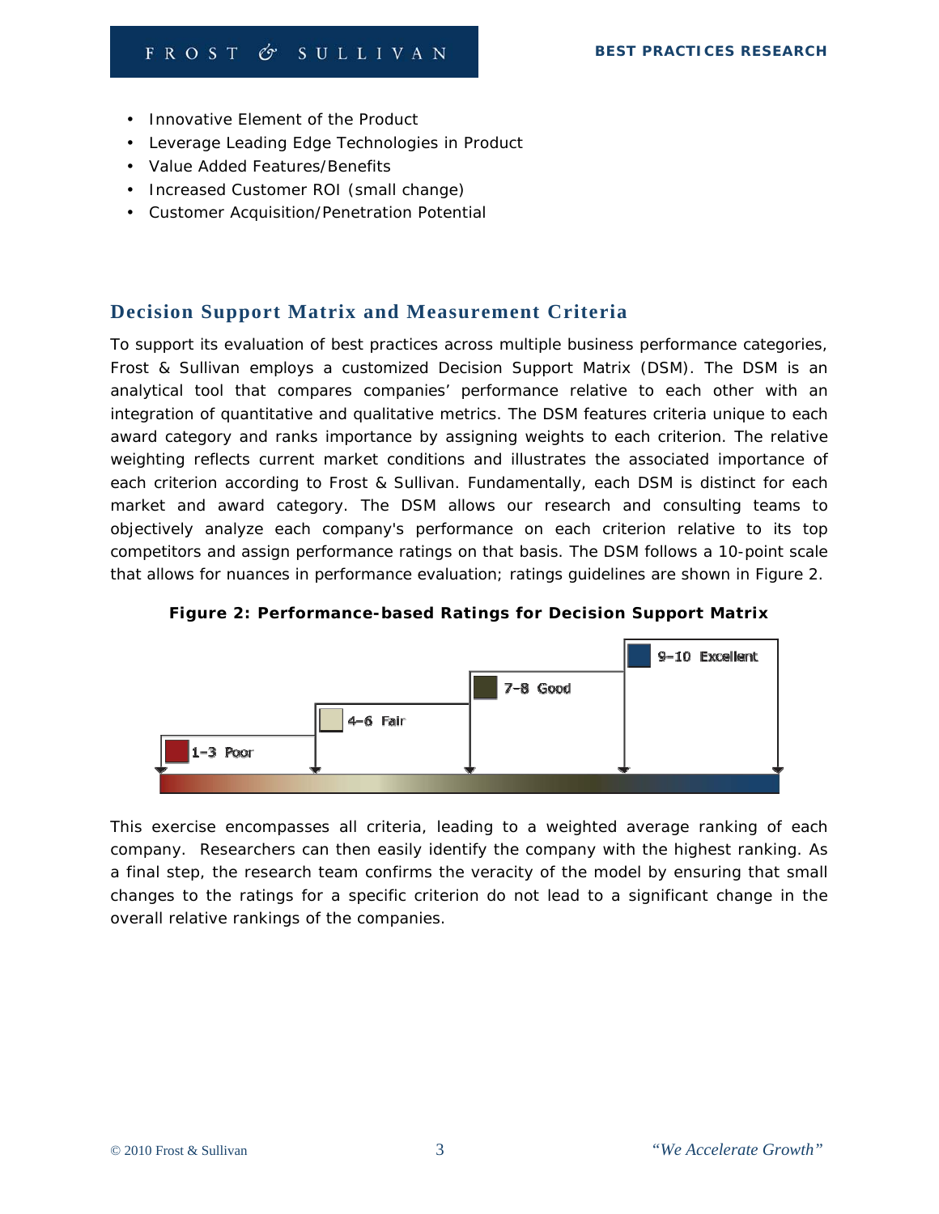- Innovative Element of the Product
- Leverage Leading Edge Technologies in Product
- Value Added Features/Benefits
- Increased Customer ROI (small change)
- Customer Acquisition/Penetration Potential

## Decision Support Matrix and Measurement Criteria

To support its evaluation of best practices across multiple business performance categories, Frost & Sullivan employs a customized Decision Support Matrix (DSM). The DSM is an analytical tool that compares companies' performance relative to each other with an integration of quantitative and qualitative metrics. The DSM features criteria unique to each award category and ranks importance by assigning weights to each criterion. The relative weighting reflects current market conditions and illustrates the associated importance of each criterion according to Frost & Sullivan. Fundamentally, each DSM is distinct for each market and award category. The DSM allows our research and consulting teams to objectively analyze each company's performance on each criterion relative to its top competitors and assign performance ratings on that basis. The DSM follows a 10-point scale that allows for nuances in performance evaluation; ratings guidelines are shown in Figure 2.

**Figure 2: Performance-based Ratings for Decision Support Matrix**

- 1–3 Poor
- 4–6 Fair
- 7–8 Good
- 9–10 Excellent

This exercise encompasses all criteria, leading to a weighted average ranking of each company. Researchers can then easily identify the company with the highest ranking. As a final step, the research team confirms the veracity of the model by ensuring that small changes to the ratings for a specific criterion do not lead to a significant change in the overall relative rankings of the companies.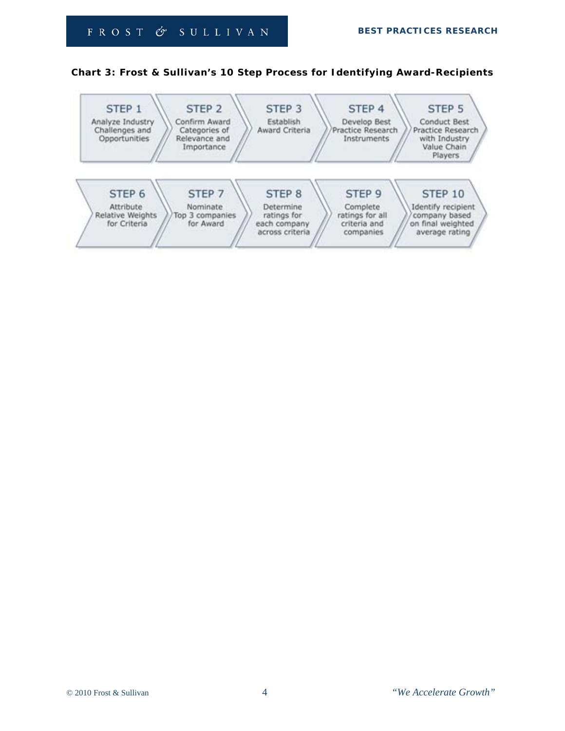**Chart 3: Frost & Sullivan's 10 Step Process for Identifying Award-Recipients**

| STEP 1 | STEP 2 | STEP 3 | STEP 4 | STEP 5 |
|---|---|---|---|---|
| Analyze Industry Challenges and Opportunities | Confirm Award Categories of Relevance and Importance | Establish Award Criteria | Develop Best Practice Research Instruments | Conduct Best Practice Research with Industry Value Chain Players |

| STEP 6 | STEP 7 | STEP 8 | STEP 9 | STEP 10 |
|---|---|---|---|---|
| Attribute Relative Weights for Criteria | Nominate Top 3 companies for Award | Determine ratings for each company across criteria | Complete ratings for all criteria and companies | Identify recipient company based on final weighted average rating |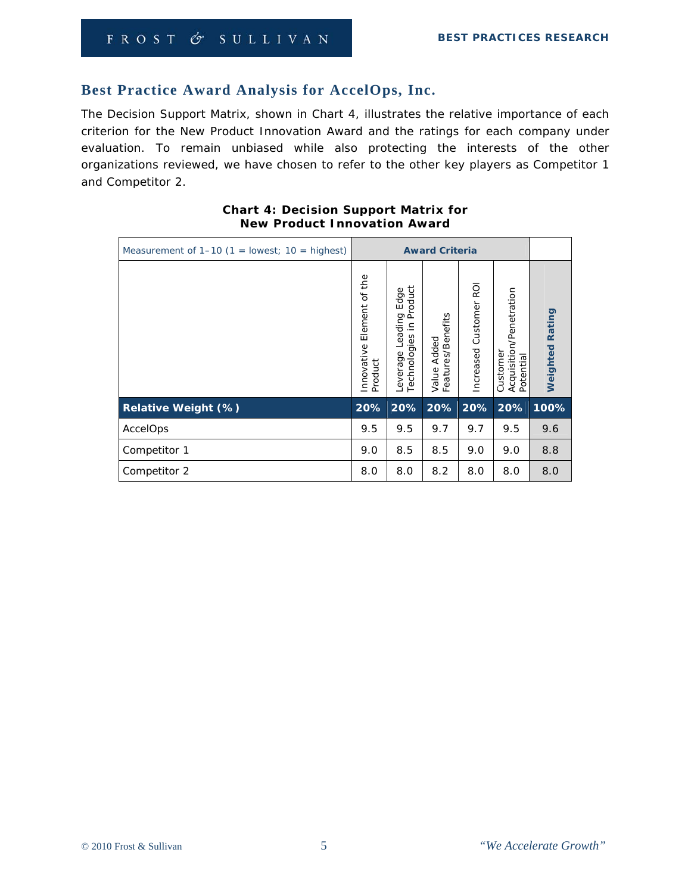## Best Practice Award Analysis for AccelOps, Inc.

The Decision Support Matrix, shown in Chart 4, illustrates the relative importance of each criterion for the New Product Innovation Award and the ratings for each company under evaluation. To remain unbiased while also protecting the interests of the other organizations reviewed, we have chosen to refer to the other key players as Competitor 1 and Competitor 2.

**Chart 4: Decision Support Matrix for New Product Innovation Award**

| Measurement of 1–10 (1 = lowest; 10 = highest) | Award Criteria | | | | | |
|---|---|---|---|---|---|---|
| | Innovative Element of the Product | Leverage Leading Edge Technologies in Product | Value Added Features/Benefits | Increased Customer ROI | Customer Acquisition/Penetration Potential | **Weighted Rating** |
| **Relative Weight (%)** | **20%** | **20%** | **20%** | **20%** | **20%** | **100%** |
| AccelOps | 9.5 | 9.5 | 9.7 | 9.7 | 9.5 | 9.6 |
| Competitor 1 | 9.0 | 8.5 | 8.5 | 9.0 | 9.0 | 8.8 |
| Competitor 2 | 8.0 | 8.0 | 8.2 | 8.0 | 8.0 | 8.0 |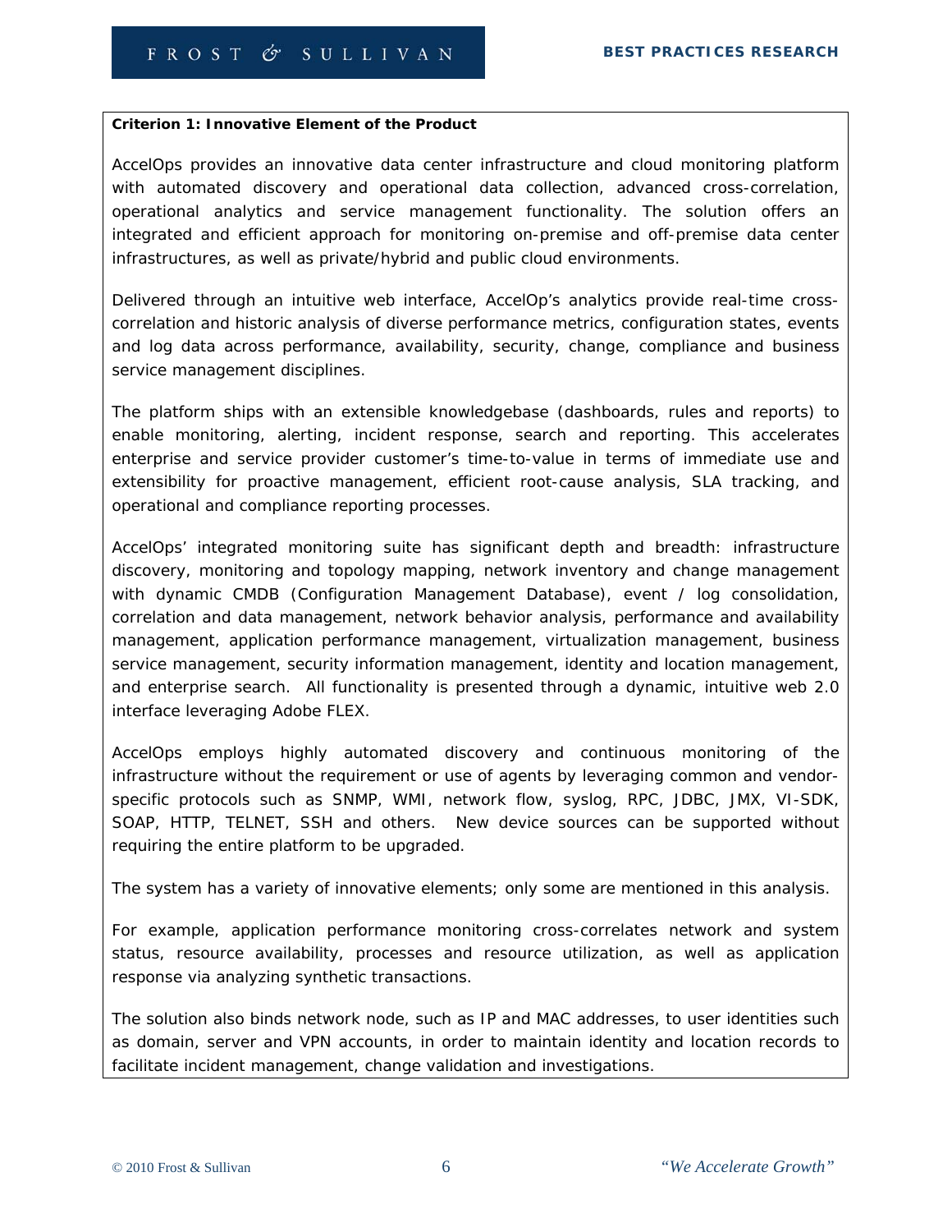**Criterion 1: Innovative Element of the Product**

AccelOps provides an innovative data center infrastructure and cloud monitoring platform with automated discovery and operational data collection, advanced cross-correlation, operational analytics and service management functionality. The solution offers an integrated and efficient approach for monitoring on-premise and off-premise data center infrastructures, as well as private/hybrid and public cloud environments.

Delivered through an intuitive web interface, AccelOp's analytics provide real-time cross-correlation and historic analysis of diverse performance metrics, configuration states, events and log data across performance, availability, security, change, compliance and business service management disciplines.

The platform ships with an extensible knowledgebase (dashboards, rules and reports) to enable monitoring, alerting, incident response, search and reporting. This accelerates enterprise and service provider customer's time-to-value in terms of immediate use and extensibility for proactive management, efficient root-cause analysis, SLA tracking, and operational and compliance reporting processes.

AccelOps' integrated monitoring suite has significant depth and breadth: infrastructure discovery, monitoring and topology mapping, network inventory and change management with dynamic CMDB (Configuration Management Database), event / log consolidation, correlation and data management, network behavior analysis, performance and availability management, application performance management, virtualization management, business service management, security information management, identity and location management, and enterprise search. All functionality is presented through a dynamic, intuitive web 2.0 interface leveraging Adobe FLEX.

AccelOps employs highly automated discovery and continuous monitoring of the infrastructure without the requirement or use of agents by leveraging common and vendor-specific protocols such as SNMP, WMI, network flow, syslog, RPC, JDBC, JMX, VI-SDK, SOAP, HTTP, TELNET, SSH and others. New device sources can be supported without requiring the entire platform to be upgraded.

The system has a variety of innovative elements; only some are mentioned in this analysis.

For example, application performance monitoring cross-correlates network and system status, resource availability, processes and resource utilization, as well as application response via analyzing synthetic transactions.

The solution also binds network node, such as IP and MAC addresses, to user identities such as domain, server and VPN accounts, in order to maintain identity and location records to facilitate incident management, change validation and investigations.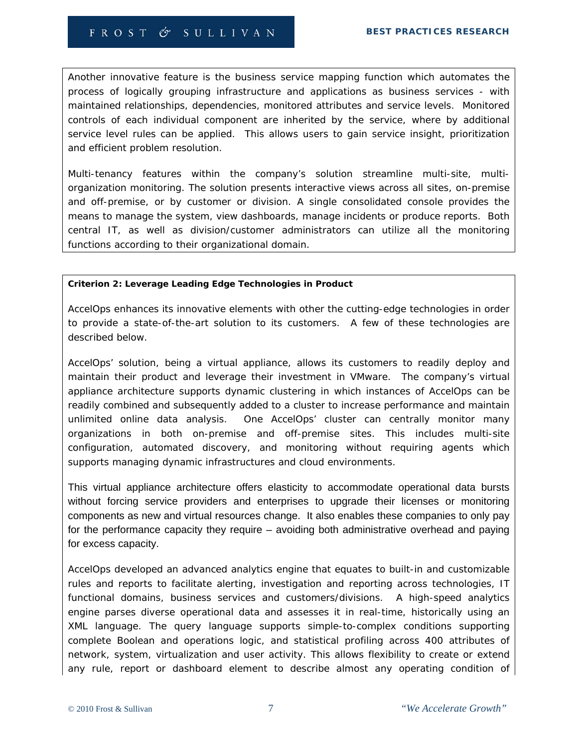Another innovative feature is the business service mapping function which automates the process of logically grouping infrastructure and applications as business services - with maintained relationships, dependencies, monitored attributes and service levels. Monitored controls of each individual component are inherited by the service, where by additional service level rules can be applied. This allows users to gain service insight, prioritization and efficient problem resolution.

Multi-tenancy features within the company's solution streamline multi-site, multi-organization monitoring. The solution presents interactive views across all sites, on-premise and off-premise, or by customer or division. A single consolidated console provides the means to manage the system, view dashboards, manage incidents or produce reports. Both central IT, as well as division/customer administrators can utilize all the monitoring functions according to their organizational domain.

**Criterion 2: Leverage Leading Edge Technologies in Product**

AccelOps enhances its innovative elements with other the cutting-edge technologies in order to provide a state-of-the-art solution to its customers. A few of these technologies are described below.

AccelOps' solution, being a virtual appliance, allows its customers to readily deploy and maintain their product and leverage their investment in VMware. The company's virtual appliance architecture supports dynamic clustering in which instances of AccelOps can be readily combined and subsequently added to a cluster to increase performance and maintain unlimited online data analysis. One AccelOps' cluster can centrally monitor many organizations in both on-premise and off-premise sites. This includes multi-site configuration, automated discovery, and monitoring without requiring agents which supports managing dynamic infrastructures and cloud environments.

This virtual appliance architecture offers elasticity to accommodate operational data bursts without forcing service providers and enterprises to upgrade their licenses or monitoring components as new and virtual resources change. It also enables these companies to only pay for the performance capacity they require – avoiding both administrative overhead and paying for excess capacity.

AccelOps developed an advanced analytics engine that equates to built-in and customizable rules and reports to facilitate alerting, investigation and reporting across technologies, IT functional domains, business services and customers/divisions. A high-speed analytics engine parses diverse operational data and assesses it in real-time, historically using an XML language. The query language supports simple-to-complex conditions supporting complete Boolean and operations logic, and statistical profiling across 400 attributes of network, system, virtualization and user activity. This allows flexibility to create or extend any rule, report or dashboard element to describe almost any operating condition of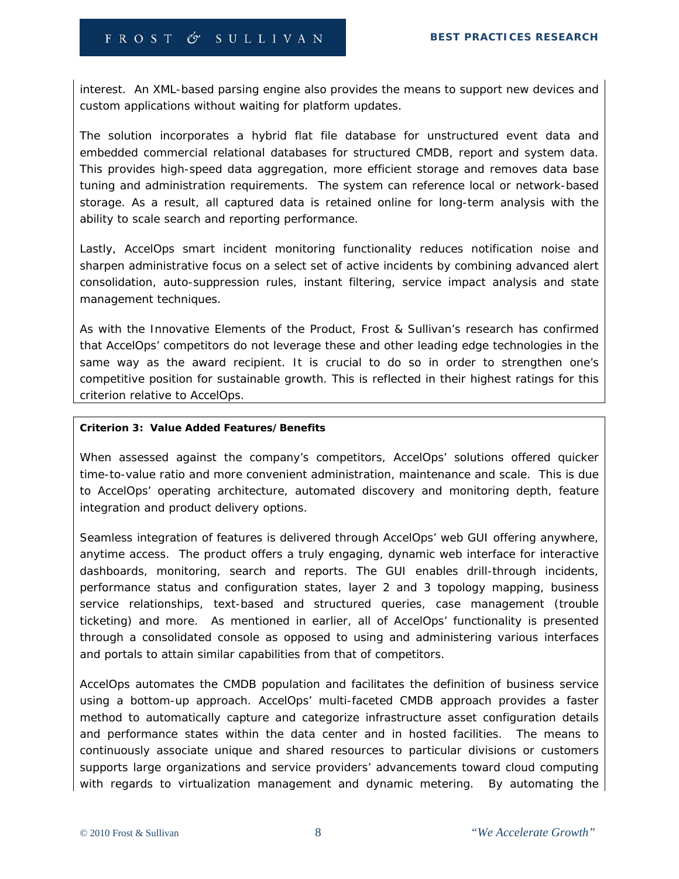interest. An XML-based parsing engine also provides the means to support new devices and custom applications without waiting for platform updates.

The solution incorporates a hybrid flat file database for unstructured event data and embedded commercial relational databases for structured CMDB, report and system data. This provides high-speed data aggregation, more efficient storage and removes data base tuning and administration requirements. The system can reference local or network-based storage. As a result, all captured data is retained online for long-term analysis with the ability to scale search and reporting performance.

Lastly, AccelOps smart incident monitoring functionality reduces notification noise and sharpen administrative focus on a select set of active incidents by combining advanced alert consolidation, auto-suppression rules, instant filtering, service impact analysis and state management techniques.

As with the Innovative Elements of the Product, Frost & Sullivan's research has confirmed that AccelOps' competitors do not leverage these and other leading edge technologies in the same way as the award recipient. It is crucial to do so in order to strengthen one's competitive position for sustainable growth. This is reflected in their highest ratings for this criterion relative to AccelOps.

**Criterion 3: Value Added Features/Benefits**

When assessed against the company's competitors, AccelOps' solutions offered quicker time-to-value ratio and more convenient administration, maintenance and scale. This is due to AccelOps' operating architecture, automated discovery and monitoring depth, feature integration and product delivery options.

Seamless integration of features is delivered through AccelOps' web GUI offering anywhere, anytime access. The product offers a truly engaging, dynamic web interface for interactive dashboards, monitoring, search and reports. The GUI enables drill-through incidents, performance status and configuration states, layer 2 and 3 topology mapping, business service relationships, text-based and structured queries, case management (trouble ticketing) and more. As mentioned in earlier, all of AccelOps' functionality is presented through a consolidated console as opposed to using and administering various interfaces and portals to attain similar capabilities from that of competitors.

AccelOps automates the CMDB population and facilitates the definition of business service using a bottom-up approach. AccelOps' multi-faceted CMDB approach provides a faster method to automatically capture and categorize infrastructure asset configuration details and performance states within the data center and in hosted facilities. The means to continuously associate unique and shared resources to particular divisions or customers supports large organizations and service providers' advancements toward cloud computing with regards to virtualization management and dynamic metering. By automating the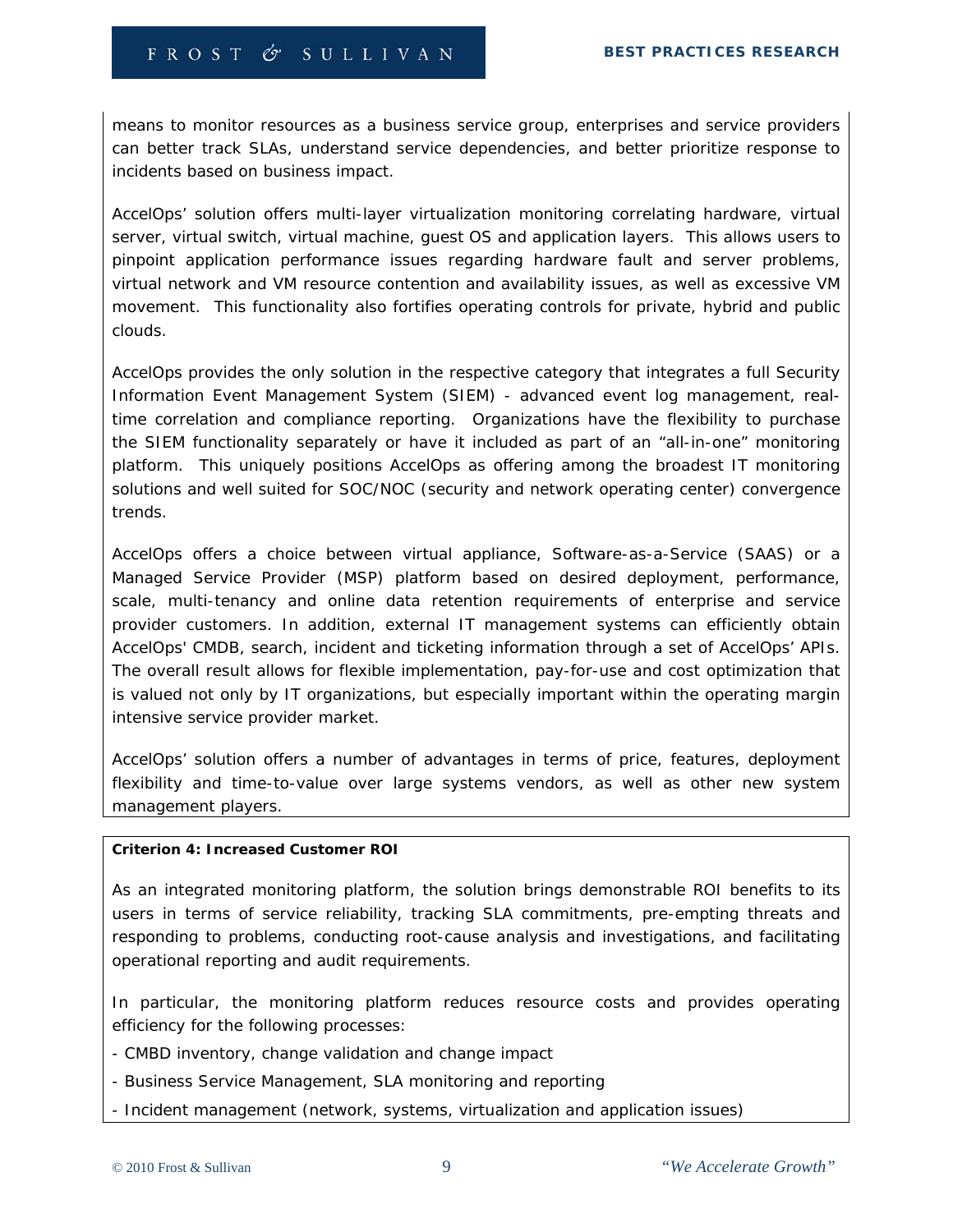means to monitor resources as a business service group, enterprises and service providers can better track SLAs, understand service dependencies, and better prioritize response to incidents based on business impact.

AccelOps' solution offers multi-layer virtualization monitoring correlating hardware, virtual server, virtual switch, virtual machine, guest OS and application layers. This allows users to pinpoint application performance issues regarding hardware fault and server problems, virtual network and VM resource contention and availability issues, as well as excessive VM movement. This functionality also fortifies operating controls for private, hybrid and public clouds.

AccelOps provides the only solution in the respective category that integrates a full Security Information Event Management System (SIEM) - advanced event log management, real-time correlation and compliance reporting. Organizations have the flexibility to purchase the SIEM functionality separately or have it included as part of an "all-in-one" monitoring platform. This uniquely positions AccelOps as offering among the broadest IT monitoring solutions and well suited for SOC/NOC (security and network operating center) convergence trends.

AccelOps offers a choice between virtual appliance, Software-as-a-Service (SAAS) or a Managed Service Provider (MSP) platform based on desired deployment, performance, scale, multi-tenancy and online data retention requirements of enterprise and service provider customers. In addition, external IT management systems can efficiently obtain AccelOps' CMDB, search, incident and ticketing information through a set of AccelOps' APIs. The overall result allows for flexible implementation, pay-for-use and cost optimization that is valued not only by IT organizations, but especially important within the operating margin intensive service provider market.

AccelOps' solution offers a number of advantages in terms of price, features, deployment flexibility and time-to-value over large systems vendors, as well as other new system management players.

**Criterion 4: Increased Customer ROI**

As an integrated monitoring platform, the solution brings demonstrable ROI benefits to its users in terms of service reliability, tracking SLA commitments, pre-empting threats and responding to problems, conducting root-cause analysis and investigations, and facilitating operational reporting and audit requirements.

In particular, the monitoring platform reduces resource costs and provides operating efficiency for the following processes:

- CMBD inventory, change validation and change impact
- Business Service Management, SLA monitoring and reporting
- Incident management (network, systems, virtualization and application issues)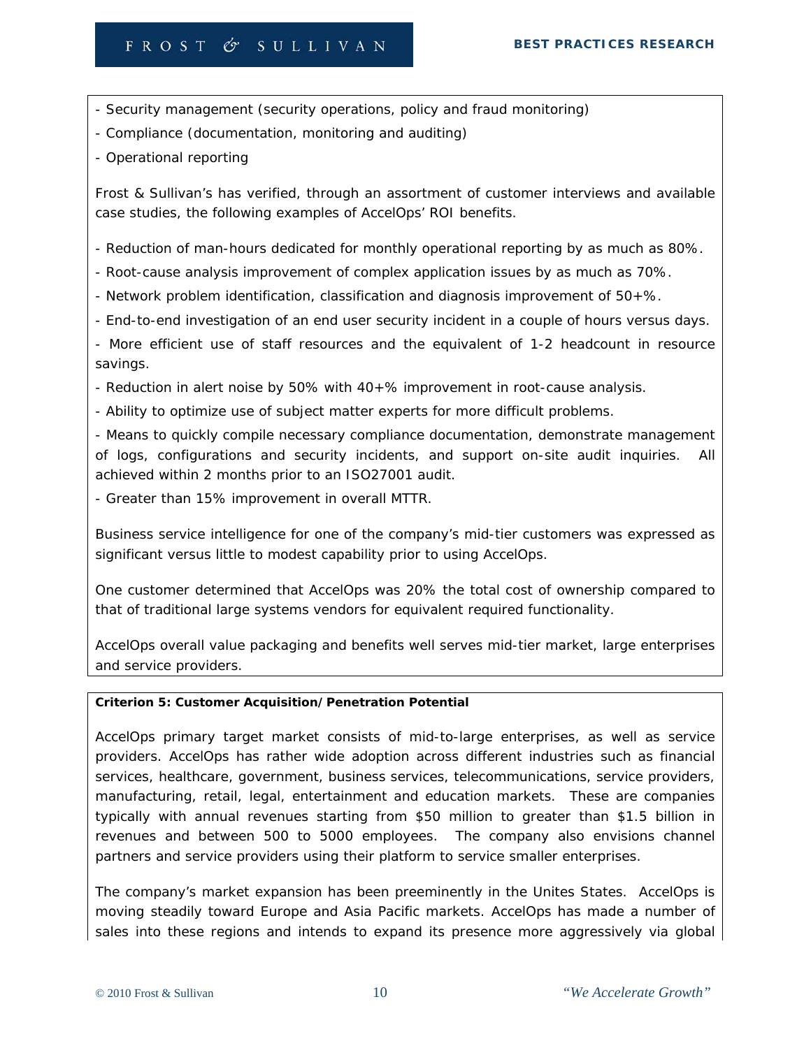- Security management (security operations, policy and fraud monitoring)

- Compliance (documentation, monitoring and auditing)

- Operational reporting

Frost & Sullivan's has verified, through an assortment of customer interviews and available case studies, the following examples of AccelOps' ROI benefits.

- Reduction of man-hours dedicated for monthly operational reporting by as much as 80%.

- Root-cause analysis improvement of complex application issues by as much as 70%.

- Network problem identification, classification and diagnosis improvement of 50+%.

- End-to-end investigation of an end user security incident in a couple of hours versus days.

- More efficient use of staff resources and the equivalent of 1-2 headcount in resource savings.

- Reduction in alert noise by 50% with 40+% improvement in root-cause analysis.

- Ability to optimize use of subject matter experts for more difficult problems.

- Means to quickly compile necessary compliance documentation, demonstrate management of logs, configurations and security incidents, and support on-site audit inquiries. All achieved within 2 months prior to an ISO27001 audit.

- Greater than 15% improvement in overall MTTR.

Business service intelligence for one of the company's mid-tier customers was expressed as significant versus little to modest capability prior to using AccelOps.

One customer determined that AccelOps was 20% the total cost of ownership compared to that of traditional large systems vendors for equivalent required functionality.

AccelOps overall value packaging and benefits well serves mid-tier market, large enterprises and service providers.

**Criterion 5: Customer Acquisition/Penetration Potential**

AccelOps primary target market consists of mid-to-large enterprises, as well as service providers. AccelOps has rather wide adoption across different industries such as financial services, healthcare, government, business services, telecommunications, service providers, manufacturing, retail, legal, entertainment and education markets. These are companies typically with annual revenues starting from $50 million to greater than $1.5 billion in revenues and between 500 to 5000 employees. The company also envisions channel partners and service providers using their platform to service smaller enterprises.

The company's market expansion has been preeminently in the Unites States. AccelOps is moving steadily toward Europe and Asia Pacific markets. AccelOps has made a number of sales into these regions and intends to expand its presence more aggressively via global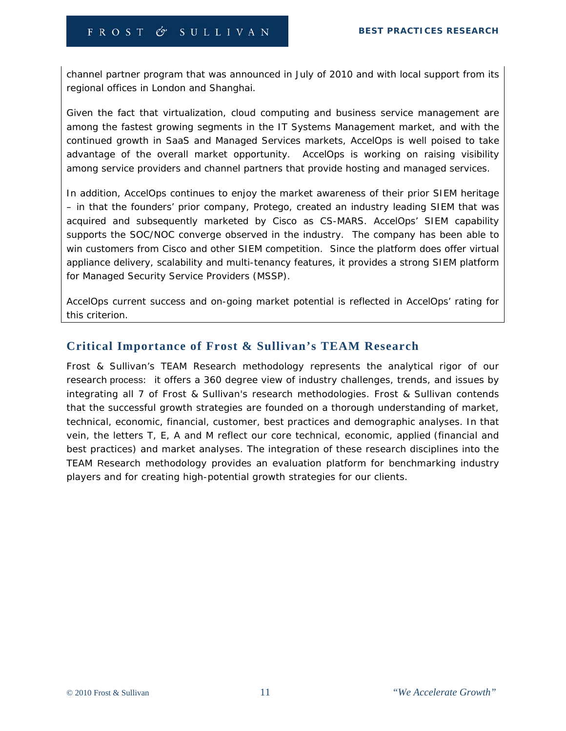channel partner program that was announced in July of 2010 and with local support from its regional offices in London and Shanghai.

Given the fact that virtualization, cloud computing and business service management are among the fastest growing segments in the IT Systems Management market, and with the continued growth in SaaS and Managed Services markets, AccelOps is well poised to take advantage of the overall market opportunity. AccelOps is working on raising visibility among service providers and channel partners that provide hosting and managed services.

In addition, AccelOps continues to enjoy the market awareness of their prior SIEM heritage – in that the founders' prior company, Protego, created an industry leading SIEM that was acquired and subsequently marketed by Cisco as CS-MARS. AccelOps' SIEM capability supports the SOC/NOC converge observed in the industry. The company has been able to win customers from Cisco and other SIEM competition. Since the platform does offer virtual appliance delivery, scalability and multi-tenancy features, it provides a strong SIEM platform for Managed Security Service Providers (MSSP).

AccelOps current success and on-going market potential is reflected in AccelOps' rating for this criterion.

## Critical Importance of Frost & Sullivan's TEAM Research

Frost & Sullivan's TEAM Research methodology represents the analytical rigor of our research process: it offers a 360 degree view of industry challenges, trends, and issues by integrating all 7 of Frost & Sullivan's research methodologies. Frost & Sullivan contends that the successful growth strategies are founded on a thorough understanding of market, technical, economic, financial, customer, best practices and demographic analyses. In that vein, the letters T, E, A and M reflect our core technical, economic, applied (financial and best practices) and market analyses. The integration of these research disciplines into the TEAM Research methodology provides an evaluation platform for benchmarking industry players and for creating high-potential growth strategies for our clients.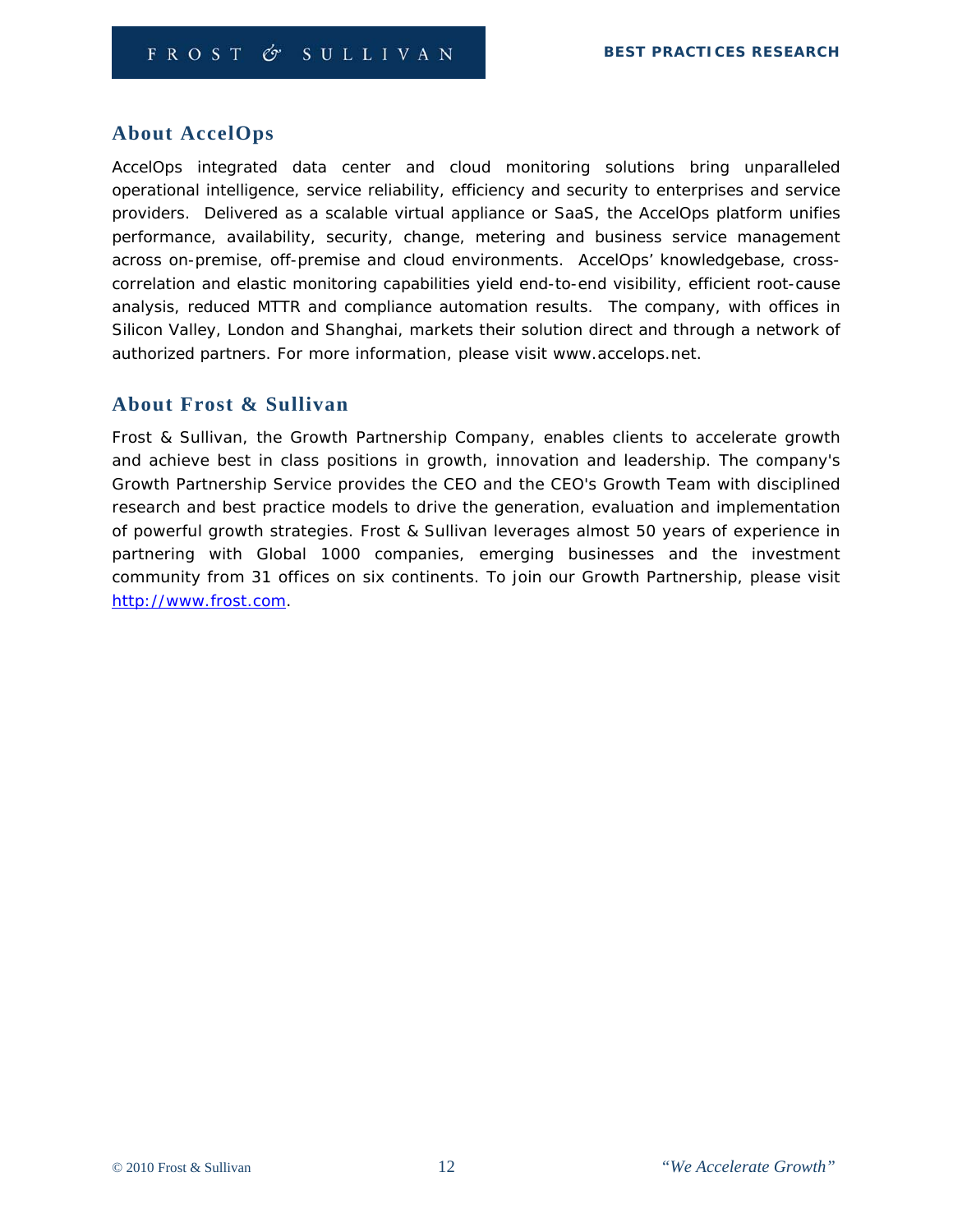## About AccelOps

AccelOps integrated data center and cloud monitoring solutions bring unparalleled operational intelligence, service reliability, efficiency and security to enterprises and service providers. Delivered as a scalable virtual appliance or SaaS, the AccelOps platform unifies performance, availability, security, change, metering and business service management across on-premise, off-premise and cloud environments. AccelOps' knowledgebase, cross-correlation and elastic monitoring capabilities yield end-to-end visibility, efficient root-cause analysis, reduced MTTR and compliance automation results. The company, with offices in Silicon Valley, London and Shanghai, markets their solution direct and through a network of authorized partners. For more information, please visit www.accelops.net.

## About Frost & Sullivan

Frost & Sullivan, the Growth Partnership Company, enables clients to accelerate growth and achieve best in class positions in growth, innovation and leadership. The company's Growth Partnership Service provides the CEO and the CEO's Growth Team with disciplined research and best practice models to drive the generation, evaluation and implementation of powerful growth strategies. Frost & Sullivan leverages almost 50 years of experience in partnering with Global 1000 companies, emerging businesses and the investment community from 31 offices on six continents. To join our Growth Partnership, please visit http://www.frost.com.